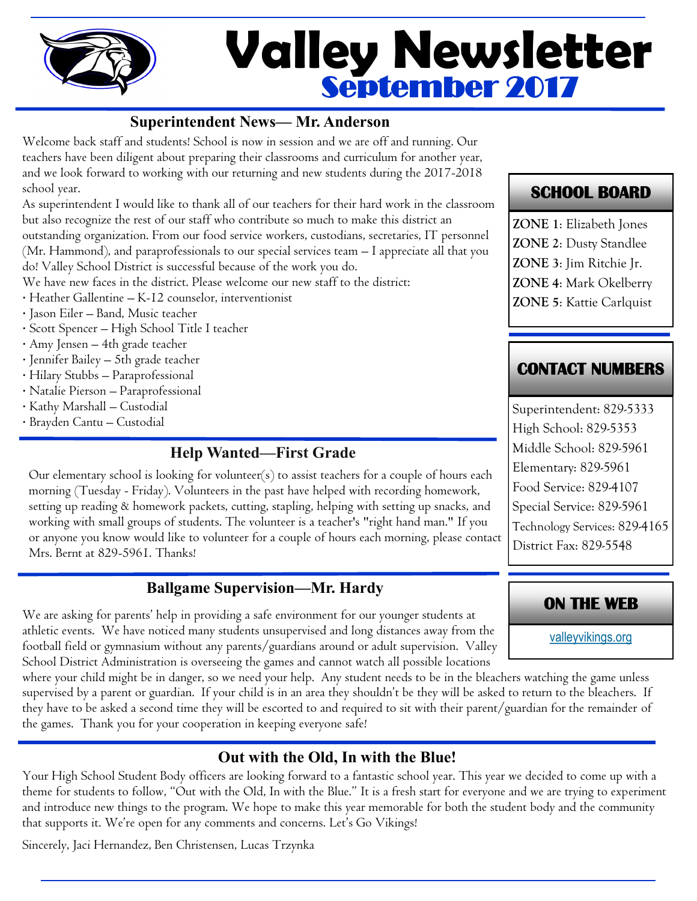# Valley Newsletter

## September 2017

### Superintendent News— Mr. Anderson

Welcome back staff and students! School is now in session and we are off and running. Our teachers have been diligent about preparing their classrooms and curriculum for another year, and we look forward to working with our returning and new students during the 2017-2018 school year.

As superintendent I would like to thank all of our teachers for their hard work in the classroom but also recognize the rest of our staff who contribute so much to make this district an outstanding organization. From our food service workers, custodians, secretaries, IT personnel (Mr. Hammond), and paraprofessionals to our special services team – I appreciate all that you do! Valley School District is successful because of the work you do.

We have new faces in the district. Please welcome our new staff to the district:

- Heather Gallentine – K-12 counselor, interventionist
- Jason Eiler – Band, Music teacher
- Scott Spencer – High School Title I teacher
- Amy Jensen – 4th grade teacher
- Jennifer Bailey – 5th grade teacher
- Hilary Stubbs – Paraprofessional
- Natalie Pierson – Paraprofessional
- Kathy Marshall – Custodial
- Brayden Cantu – Custodial

### Help Wanted—First Grade

Our elementary school is looking for volunteer(s) to assist teachers for a couple of hours each morning (Tuesday - Friday). Volunteers in the past have helped with recording homework, setting up reading & homework packets, cutting, stapling, helping with setting up snacks, and working with small groups of students. The volunteer is a teacher's "right hand man." If you or anyone you know would like to volunteer for a couple of hours each morning, please contact Mrs. Bernt at 829-5961. Thanks!

### Ballgame Supervision—Mr. Hardy

We are asking for parents' help in providing a safe environment for our younger students at athletic events. We have noticed many students unsupervised and long distances away from the football field or gymnasium without any parents/guardians around or adult supervision. Valley School District Administration is overseeing the games and cannot watch all possible locations where your child might be in danger, so we need your help. Any student needs to be in the bleachers watching the game unless supervised by a parent or guardian. If your child is in an area they shouldn't be they will be asked to return to the bleachers. If they have to be asked a second time they will be escorted to and required to sit with their parent/guardian for the remainder of the games. Thank you for your cooperation in keeping everyone safe!

### Out with the Old, In with the Blue!

Your High School Student Body officers are looking forward to a fantastic school year. This year we decided to come up with a theme for students to follow, "Out with the Old, In with the Blue." It is a fresh start for everyone and we are trying to experiment and introduce new things to the program. We hope to make this year memorable for both the student body and the community that supports it. We're open for any comments and concerns. Let's Go Vikings!

Sincerely, Jaci Hernandez, Ben Christensen, Lucas Trzynka

### SCHOOL BOARD

**ZONE 1**: Elizabeth Jones
**ZONE 2**: Dusty Standlee
**ZONE 3**: Jim Ritchie Jr.
**ZONE 4**: Mark Okelberry
**ZONE 5**: Kattie Carlquist

### CONTACT NUMBERS

Superintendent: 829-5333
High School: 829-5353
Middle School: 829-5961
Elementary: 829-5961
Food Service: 829-4107
Special Service: 829-5961
Technology Services: 829-4165
District Fax: 829-5548

### ON THE WEB

valleyvikings.org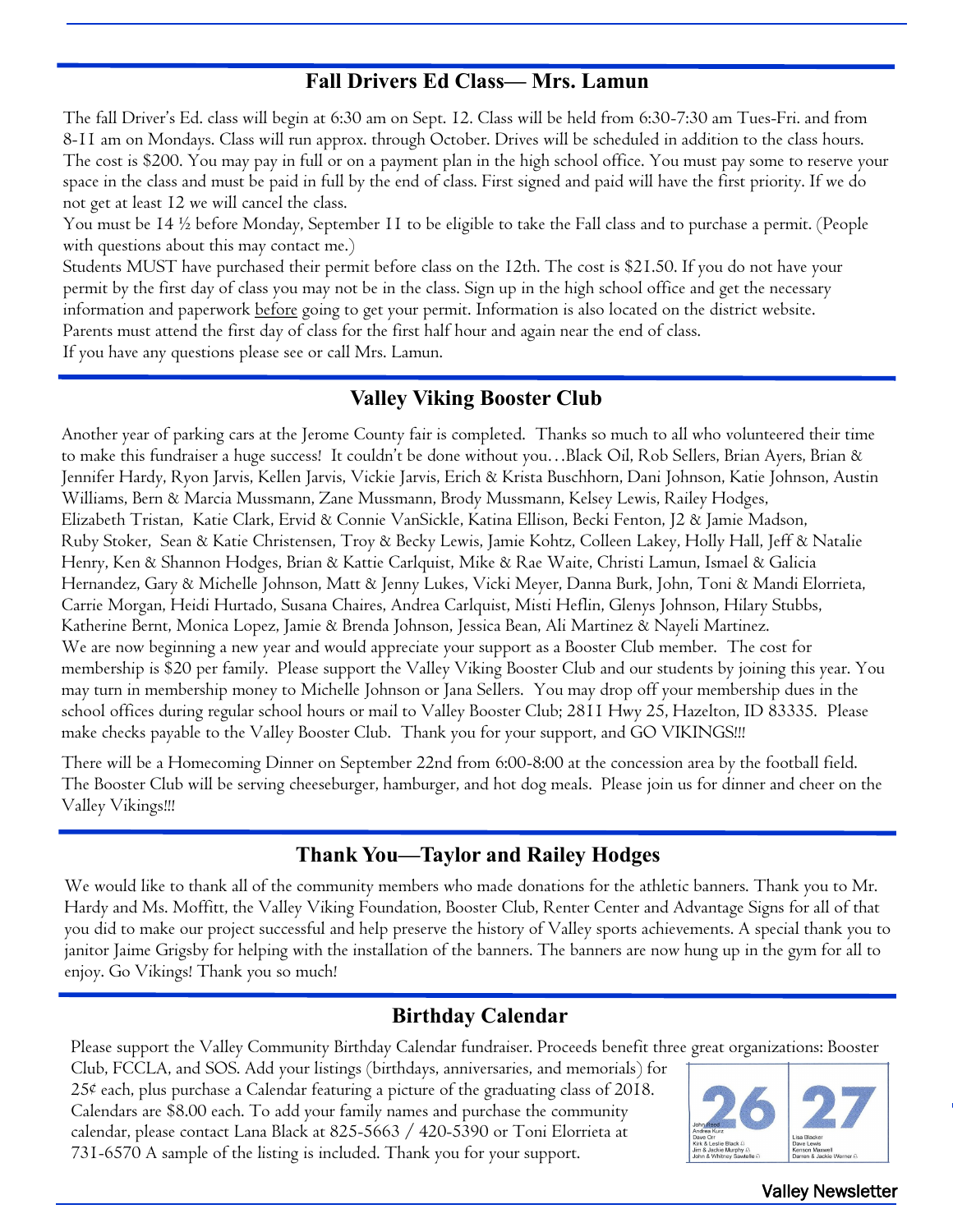## Fall Drivers Ed Class— Mrs. Lamun

The fall Driver's Ed. class will begin at 6:30 am on Sept. 12. Class will be held from 6:30-7:30 am Tues-Fri. and from 8-11 am on Mondays. Class will run approx. through October. Drives will be scheduled in addition to the class hours. The cost is $200. You may pay in full or on a payment plan in the high school office. You must pay some to reserve your space in the class and must be paid in full by the end of class. First signed and paid will have the first priority. If we do not get at least 12 we will cancel the class.

You must be 14 ½ before Monday, September 11 to be eligible to take the Fall class and to purchase a permit. (People with questions about this may contact me.)

Students MUST have purchased their permit before class on the 12th. The cost is $21.50. If you do not have your permit by the first day of class you may not be in the class. Sign up in the high school office and get the necessary information and paperwork before going to get your permit. Information is also located on the district website.

Parents must attend the first day of class for the first half hour and again near the end of class.

If you have any questions please see or call Mrs. Lamun.

## Valley Viking Booster Club

Another year of parking cars at the Jerome County fair is completed. Thanks so much to all who volunteered their time to make this fundraiser a huge success! It couldn't be done without you…Black Oil, Rob Sellers, Brian Ayers, Brian & Jennifer Hardy, Ryon Jarvis, Kellen Jarvis, Vickie Jarvis, Erich & Krista Buschhorn, Dani Johnson, Katie Johnson, Austin Williams, Bern & Marcia Mussmann, Zane Mussmann, Brody Mussmann, Kelsey Lewis, Railey Hodges, Elizabeth Tristan, Katie Clark, Ervid & Connie VanSickle, Katina Ellison, Becki Fenton, J2 & Jamie Madson, Ruby Stoker, Sean & Katie Christensen, Troy & Becky Lewis, Jamie Kohtz, Colleen Lakey, Holly Hall, Jeff & Natalie Henry, Ken & Shannon Hodges, Brian & Kattie Carlquist, Mike & Rae Waite, Christi Lamun, Ismael & Galicia Hernandez, Gary & Michelle Johnson, Matt & Jenny Lukes, Vicki Meyer, Danna Burk, John, Toni & Mandi Elorrieta, Carrie Morgan, Heidi Hurtado, Susana Chaires, Andrea Carlquist, Misti Heflin, Glenys Johnson, Hilary Stubbs, Katherine Bernt, Monica Lopez, Jamie & Brenda Johnson, Jessica Bean, Ali Martinez & Nayeli Martinez.

We are now beginning a new year and would appreciate your support as a Booster Club member. The cost for membership is $20 per family. Please support the Valley Viking Booster Club and our students by joining this year. You may turn in membership money to Michelle Johnson or Jana Sellers. You may drop off your membership dues in the school offices during regular school hours or mail to Valley Booster Club; 2811 Hwy 25, Hazelton, ID 83335. Please make checks payable to the Valley Booster Club. Thank you for your support, and GO VIKINGS!!!

There will be a Homecoming Dinner on September 22nd from 6:00-8:00 at the concession area by the football field. The Booster Club will be serving cheeseburger, hamburger, and hot dog meals. Please join us for dinner and cheer on the Valley Vikings!!!

## Thank You—Taylor and Railey Hodges

We would like to thank all of the community members who made donations for the athletic banners. Thank you to Mr. Hardy and Ms. Moffitt, the Valley Viking Foundation, Booster Club, Renter Center and Advantage Signs for all of that you did to make our project successful and help preserve the history of Valley sports achievements. A special thank you to janitor Jaime Grigsby for helping with the installation of the banners. The banners are now hung up in the gym for all to enjoy. Go Vikings! Thank you so much!

## Birthday Calendar

Please support the Valley Community Birthday Calendar fundraiser. Proceeds benefit three great organizations: Booster Club, FCCLA, and SOS. Add your listings (birthdays, anniversaries, and memorials) for 25¢ each, plus purchase a Calendar featuring a picture of the graduating class of 2018. Calendars are $8.00 each. To add your family names and purchase the community calendar, please contact Lana Black at 825-5663 / 420-5390 or Toni Elorrieta at 731-6570 A sample of the listing is included. Thank you for your support.

| 26 | 27 |
| --- | --- |
| John Reed<br>Andrea Kunz<br>Dave Orr<br>Kirk & Leslie Black<br>Jim & Jackie Murphy<br>John & Whitney Sawtelle | Lisa Blacker<br>Dave Lewis<br>Kenson Maxwell<br>Darren & Jackie Warner |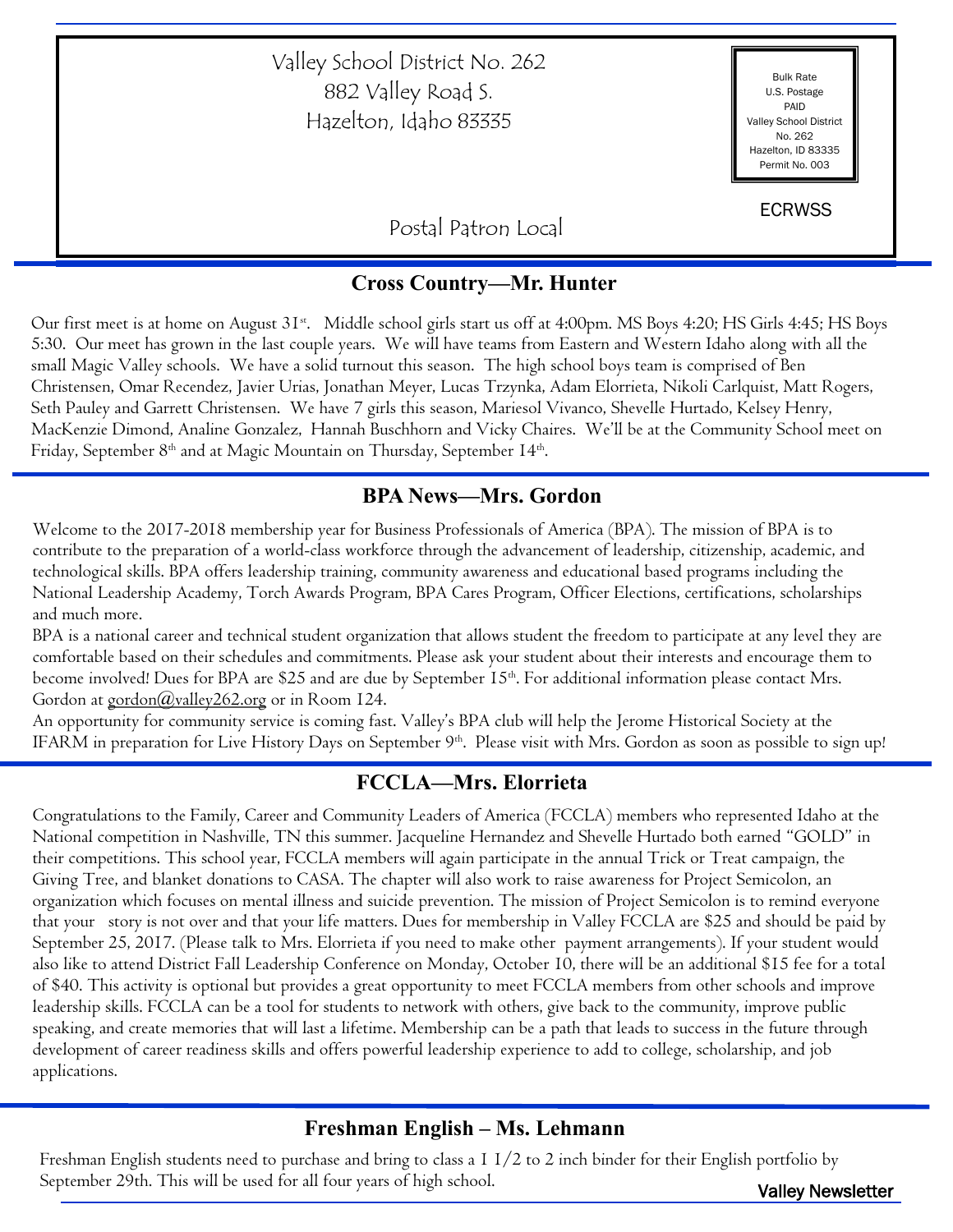Valley School District No. 262
882 Valley Road S.
Hazelton, Idaho 83335

Bulk Rate
U.S. Postage
PAID
Valley School District
No. 262
Hazelton, ID 83335
Permit No. 003

ECRWSS

Postal Patron Local

## Cross Country—Mr. Hunter

Our first meet is at home on August 31st. Middle school girls start us off at 4:00pm. MS Boys 4:20; HS Girls 4:45; HS Boys 5:30. Our meet has grown in the last couple years. We will have teams from Eastern and Western Idaho along with all the small Magic Valley schools. We have a solid turnout this season. The high school boys team is comprised of Ben Christensen, Omar Recendez, Javier Urias, Jonathan Meyer, Lucas Trzynka, Adam Elorrieta, Nikoli Carlquist, Matt Rogers, Seth Pauley and Garrett Christensen. We have 7 girls this season, Mariesol Vivanco, Shevelle Hurtado, Kelsey Henry, MacKenzie Dimond, Analine Gonzalez, Hannah Buschhorn and Vicky Chaires. We'll be at the Community School meet on Friday, September 8th and at Magic Mountain on Thursday, September 14th.

## BPA News—Mrs. Gordon

Welcome to the 2017-2018 membership year for Business Professionals of America (BPA). The mission of BPA is to contribute to the preparation of a world-class workforce through the advancement of leadership, citizenship, academic, and technological skills. BPA offers leadership training, community awareness and educational based programs including the National Leadership Academy, Torch Awards Program, BPA Cares Program, Officer Elections, certifications, scholarships and much more.

BPA is a national career and technical student organization that allows student the freedom to participate at any level they are comfortable based on their schedules and commitments. Please ask your student about their interests and encourage them to become involved! Dues for BPA are $25 and are due by September 15th. For additional information please contact Mrs. Gordon at gordon@valley262.org or in Room 124.

An opportunity for community service is coming fast. Valley's BPA club will help the Jerome Historical Society at the IFARM in preparation for Live History Days on September 9th. Please visit with Mrs. Gordon as soon as possible to sign up!

## FCCLA—Mrs. Elorrieta

Congratulations to the Family, Career and Community Leaders of America (FCCLA) members who represented Idaho at the National competition in Nashville, TN this summer. Jacqueline Hernandez and Shevelle Hurtado both earned "GOLD" in their competitions. This school year, FCCLA members will again participate in the annual Trick or Treat campaign, the Giving Tree, and blanket donations to CASA. The chapter will also work to raise awareness for Project Semicolon, an organization which focuses on mental illness and suicide prevention. The mission of Project Semicolon is to remind everyone that your story is not over and that your life matters. Dues for membership in Valley FCCLA are $25 and should be paid by September 25, 2017. (Please talk to Mrs. Elorrieta if you need to make other payment arrangements). If your student would also like to attend District Fall Leadership Conference on Monday, October 10, there will be an additional $15 fee for a total of $40. This activity is optional but provides a great opportunity to meet FCCLA members from other schools and improve leadership skills. FCCLA can be a tool for students to network with others, give back to the community, improve public speaking, and create memories that will last a lifetime. Membership can be a path that leads to success in the future through development of career readiness skills and offers powerful leadership experience to add to college, scholarship, and job applications.

## Freshman English – Ms. Lehmann

Freshman English students need to purchase and bring to class a 1 1/2 to 2 inch binder for their English portfolio by September 29th. This will be used for all four years of high school.